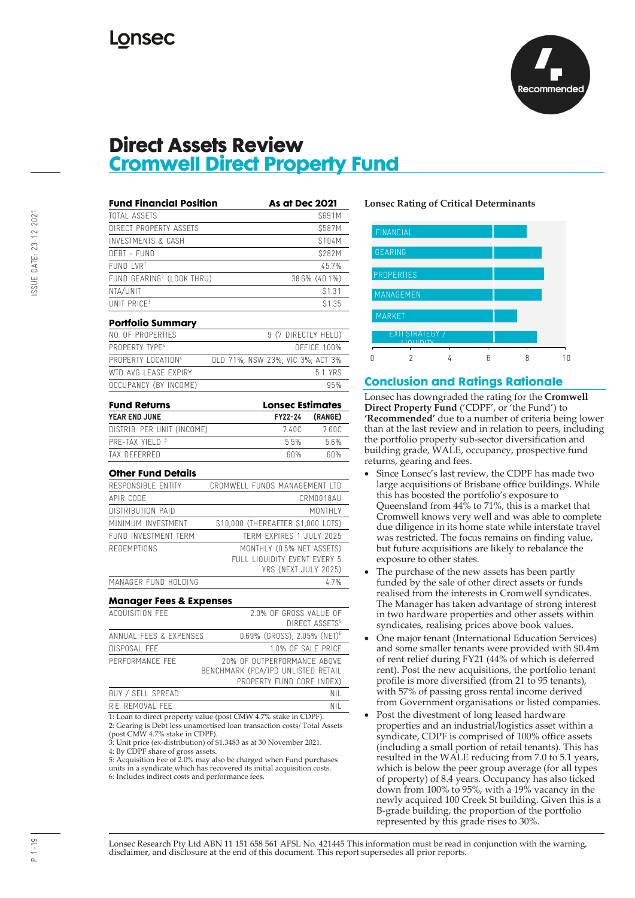Lonsec

Recommended

# Direct Assets Review
## Cromwell Direct Property Fund

| Fund Financial Position | As at Dec 2021 |
|---|---|
| TOTAL ASSETS | $691M |
| DIRECT PROPERTY ASSETS | $587M |
| INVESTMENTS & CASH | $104M |
| DEBT - FUND | $282M |
| FUND LVR[1] | 45.7% |
| FUND GEARING[2] (LOOK THRU) | 38.6% (40.1%) |
| NTA/UNIT | $1.31 |
| UNIT PRICE[3] | $1.35 |

| Portfolio Summary | |
|---|---|
| NO. OF PROPERTIES | 9 (7 DIRECTLY HELD) |
| PROPERTY TYPE[4] | OFFICE 100% |
| PROPERTY LOCATION[4] | QLD 71%; NSW 23%; VIC 3%; ACT 3% |
| WTD AVG LEASE EXPIRY | 5.1 YRS |
| OCCUPANCY (BY INCOME) | 95% |

| Fund Returns | Lonsec Estimates | |
|---|---|---|
| YEAR END JUNE | FY22-24 | (RANGE) |
| DISTRIB. PER UNIT (INCOME) | 7.40C | 7.60C |
| PRE-TAX YIELD [3] | 5.5% | 5.6% |
| TAX DEFERRED | 60% | 60% |

| Other Fund Details | |
|---|---|
| RESPONSIBLE ENTITY | CROMWELL FUNDS MANAGEMENT LTD |
| APIR CODE | CRM0018AU |
| DISTRIBUTION PAID | MONTHLY |
| MINIMUM INVESTMENT | $10,000 (THEREAFTER $1,000 LOTS) |
| FUND INVESTMENT TERM | TERM EXPIRES 1 JULY 2025 |
| REDEMPTIONS | MONTHLY (0.5% NET ASSETS) FULL LIQUIDITY EVENT EVERY 5 YRS (NEXT JULY 2025) |
| MANAGER FUND HOLDING | 4.7% |

| Manager Fees & Expenses | |
|---|---|
| ACQUISITION FEE | 2.0% OF GROSS VALUE OF DIRECT ASSETS[5] |
| ANNUAL FEES & EXPENSES | 0.69% (GROSS); 2.05% (NET)[6] |
| DISPOSAL FEE | 1.0% OF SALE PRICE |
| PERFORMANCE FEE | 20% OF OUTPERFORMANCE ABOVE BENCHMARK (PCA/IPD UNLISTED RETAIL PROPERTY FUND CORE INDEX) |
| BUY / SELL SPREAD | NIL |
| R.E. REMOVAL FEE | NIL |

1: Loan to direct property value (post CMW 4.7% stake in CDPF).
2: Gearing is Debt less unamortised loan transaction costs/ Total Assets (post CMW 4.7% stake in CDPF).
3: Unit price (ex-distribution) of $1.3483 as at 30 November 2021.
4: By CDPF share of gross assets.
5: Acquisition Fee of 2.0% may also be charged when Fund purchases units in a syndicate which has recovered its initial acquisition costs.
6: Includes indirect costs and performance fees.

**Lonsec Rating of Critical Determinants**

FINANCIAL, GEARING, PROPERTIES, MANAGEMENT, MARKET, EXIT STRATEGY / LIQUIDITY

0 2 4 6 8 10

## Conclusion and Ratings Rationale

Lonsec has downgraded the rating for the **Cromwell Direct Property Fund** ('CDPF', or 'the Fund') to **'Recommended'** due to a number of criteria being lower than at the last review and in relation to peers, including the portfolio property sub-sector diversification and building grade, WALE, occupancy, prospective fund returns, gearing and fees.

- Since Lonsec's last review, the CDPF has made two large acquisitions of Brisbane office buildings. While this has boosted the portfolio's exposure to Queensland from 44% to 71%, this is a market that Cromwell knows very well and was able to complete due diligence in its home state while interstate travel was restricted. The focus remains on finding value, but future acquisitions are likely to rebalance the exposure to other states.
- The purchase of the new assets has been partly funded by the sale of other direct assets or funds realised from the interests in Cromwell syndicates. The Manager has taken advantage of strong interest in two hardware properties and other assets within syndicates, realising prices above book values.
- One major tenant (International Education Services) and some smaller tenants were provided with $0.4m of rent relief during FY21 (44% of which is deferred rent). Post the new acquisitions, the portfolio tenant profile is more diversified (from 21 to 95 tenants), with 57% of passing gross rental income derived from Government organisations or listed companies.
- Post the divestment of long leased hardware properties and an industrial/logistics asset within a syndicate, CDPF is comprised of 100% office assets (including a small portion of retail tenants). This has resulted in the WALE reducing from 7.0 to 5.1 years, which is below the peer group average (for all types of property) of 8.4 years. Occupancy has also ticked down from 100% to 95%, with a 19% vacancy in the newly acquired 100 Creek St building. Given this is a B-grade building, the proportion of the portfolio represented by this grade rises to 30%.

Lonsec Research Pty Ltd ABN 11 151 658 561 AFSL No. 421445 This information must be read in conjunction with the warning, disclaimer, and disclosure at the end of this document. This report supersedes all prior reports.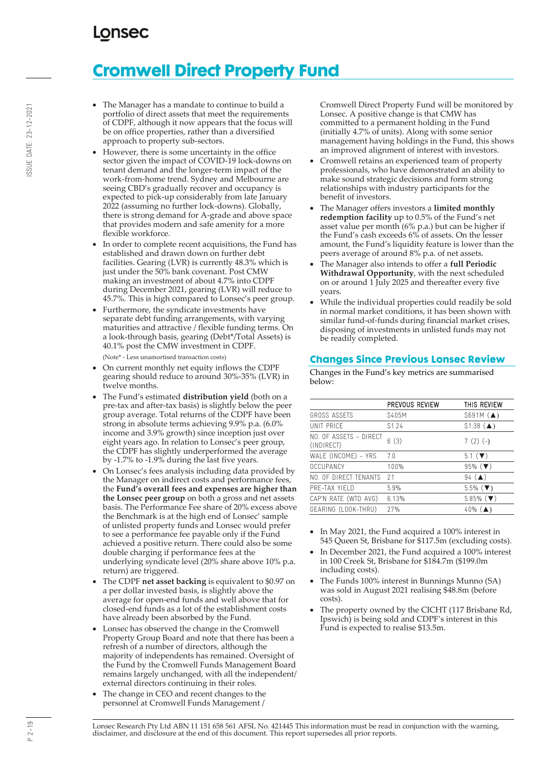# Cromwell Direct Property Fund

- The Manager has a mandate to continue to build a portfolio of direct assets that meet the requirements of CDPF, although it now appears that the focus will be on office properties, rather than a diversified approach to property sub-sectors.
- However, there is some uncertainty in the office sector given the impact of COVID-19 lock-downs on tenant demand and the longer-term impact of the work-from-home trend. Sydney and Melbourne are seeing CBD's gradually recover and occupancy is expected to pick-up considerably from late January 2022 (assuming no further lock-downs). Globally, there is strong demand for A-grade and above space that provides modern and safe amenity for a more flexible workforce.
- In order to complete recent acquisitions, the Fund has established and drawn down on further debt facilities. Gearing (LVR) is currently 48.3% which is just under the 50% bank covenant. Post CMW making an investment of about 4.7% into CDPF during December 2021, gearing (LVR) will reduce to 45.7%. This is high compared to Lonsec's peer group.
- Furthermore, the syndicate investments have separate debt funding arrangements, with varying maturities and attractive / flexible funding terms. On a look-through basis, gearing (Debt*/Total Assets) is 40.1% post the CMW investment in CDPF.

  (Note* - Less unamortised transaction costs)
- On current monthly net equity inflows the CDPF gearing should reduce to around 30%-35% (LVR) in twelve months.
- The Fund's estimated **distribution yield** (both on a pre-tax and after-tax basis) is slightly below the peer group average. Total returns of the CDPF have been strong in absolute terms achieving 9.9% p.a. (6.0% income and 3.9% growth) since inception just over eight years ago. In relation to Lonsec's peer group, the CDPF has slightly underperformed the average by -1.7% to -1.9% during the last five years.
- On Lonsec's fees analysis including data provided by the Manager on indirect costs and performance fees, the **Fund's overall fees and expenses are higher than the Lonsec peer group** on both a gross and net assets basis. The Performance Fee share of 20% excess above the Benchmark is at the high end of Lonsec' sample of unlisted property funds and Lonsec would prefer to see a performance fee payable only if the Fund achieved a positive return. There could also be some double charging if performance fees at the underlying syndicate level (20% share above 10% p.a. return) are triggered.
- The CDPF **net asset backing** is equivalent to $0.97 on a per dollar invested basis, is slightly above the average for open-end funds and well above that for closed-end funds as a lot of the establishment costs have already been absorbed by the Fund.
- Lonsec has observed the change in the Cromwell Property Group Board and note that there has been a refresh of a number of directors, although the majority of independents has remained. Oversight of the Fund by the Cromwell Funds Management Board remains largely unchanged, with all the independent/ external directors continuing in their roles.
- The change in CEO and recent changes to the personnel at Cromwell Funds Management / Cromwell Direct Property Fund will be monitored by Lonsec. A positive change is that CMW has committed to a permanent holding in the Fund (initially 4.7% of units). Along with some senior management having holdings in the Fund, this shows an improved alignment of interest with investors.
- Cromwell retains an experienced team of property professionals, who have demonstrated an ability to make sound strategic decisions and form strong relationships with industry participants for the benefit of investors.
- The Manager offers investors a **limited monthly redemption facility** up to 0.5% of the Fund's net asset value per month (6% p.a.) but can be higher if the Fund's cash exceeds 6% of assets. On the lesser amount, the Fund's liquidity feature is lower than the peers average of around 8% p.a. of net assets.
- The Manager also intends to offer a **full Periodic Withdrawal Opportunity**, with the next scheduled on or around 1 July 2025 and thereafter every five years.
- While the individual properties could readily be sold in normal market conditions, it has been shown with similar fund-of-funds during financial market crises, disposing of investments in unlisted funds may not be readily completed.

## Changes Since Previous Lonsec Review

Changes in the Fund's key metrics are summarised below:

| | PREVOUS REVIEW | THIS REVIEW |
|---|---|---|
| GROSS ASSETS | $405M | $691M (▲) |
| UNIT PRICE | $1.24 | $1.38 (▲) |
| NO. OF ASSETS - DIRECT (INDIRECT) | 6 (3) | 7 (2) (-) |
| WALE (INCOME) - YRS | 7.0 | 5.1 (▼) |
| OCCUPANCY | 100% | 95% (▼) |
| NO. OF DIRECT TENANTS | 21 | 94 (▲) |
| PRE-TAX YIELD | 5.9% | 5.5% (▼) |
| CAP'N RATE (WTD AVG) | 6.13% | 5.85% (▼) |
| GEARING (LOOK-THRU) | 27% | 40% (▲) |

- In May 2021, the Fund acquired a 100% interest in 545 Queen St, Brisbane for $117.5m (excluding costs).
- In December 2021, the Fund acquired a 100% interest in 100 Creek St, Brisbane for $184.7m ($199.0m including costs).
- The Funds 100% interest in Bunnings Munno (SA) was sold in August 2021 realising $48.8m (before costs).
- The property owned by the CICHT (117 Brisbane Rd, Ipswich) is being sold and CDPF's interest in this Fund is expected to realise $13.5m.

Lonsec Research Pty Ltd ABN 11 151 658 561 AFSL No. 421445 This information must be read in conjunction with the warning, disclaimer, and disclosure at the end of this document. This report supersedes all prior reports.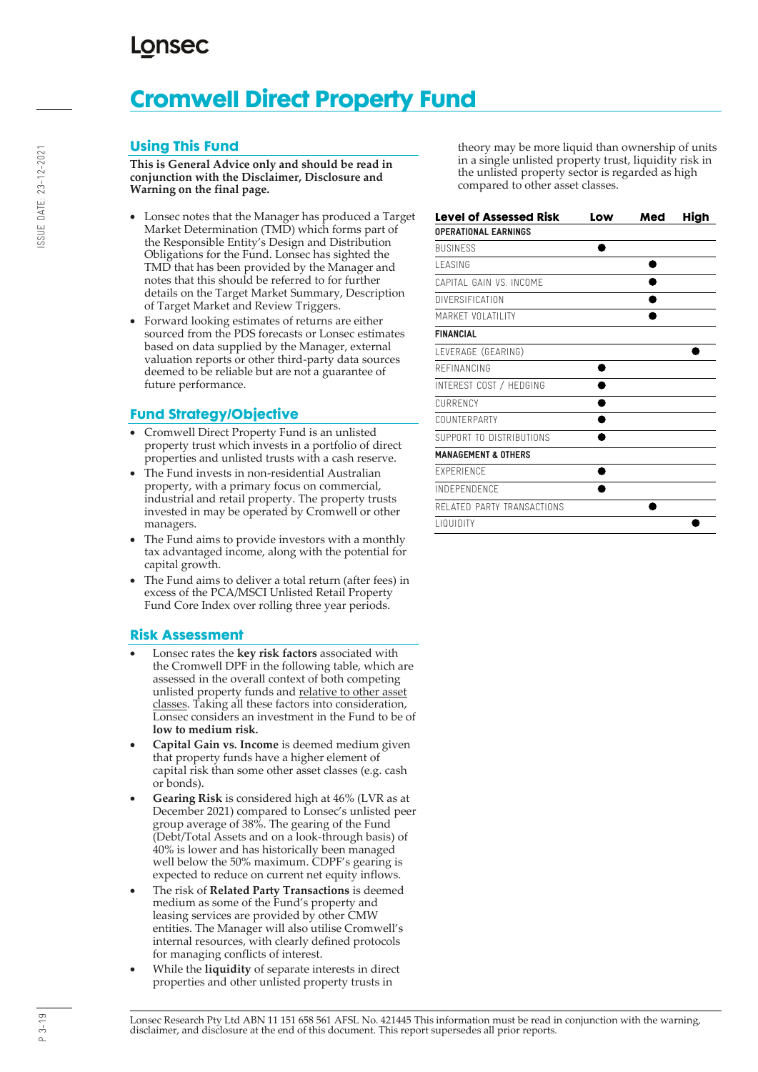# Cromwell Direct Property Fund

## Using This Fund

**This is General Advice only and should be read in conjunction with the Disclaimer, Disclosure and Warning on the final page.**

- Lonsec notes that the Manager has produced a Target Market Determination (TMD) which forms part of the Responsible Entity's Design and Distribution Obligations for the Fund. Lonsec has sighted the TMD that has been provided by the Manager and notes that this should be referred to for further details on the Target Market Summary, Description of Target Market and Review Triggers.
- Forward looking estimates of returns are either sourced from the PDS forecasts or Lonsec estimates based on data supplied by the Manager, external valuation reports or other third-party data sources deemed to be reliable but are not a guarantee of future performance.

## Fund Strategy/Objective

- Cromwell Direct Property Fund is an unlisted property trust which invests in a portfolio of direct properties and unlisted trusts with a cash reserve.
- The Fund invests in non-residential Australian property, with a primary focus on commercial, industrial and retail property. The property trusts invested in may be operated by Cromwell or other managers.
- The Fund aims to provide investors with a monthly tax advantaged income, along with the potential for capital growth.
- The Fund aims to deliver a total return (after fees) in excess of the PCA/MSCI Unlisted Retail Property Fund Core Index over rolling three year periods.

## Risk Assessment

- Lonsec rates the **key risk factors** associated with the Cromwell DPF in the following table, which are assessed in the overall context of both competing unlisted property funds and relative to other asset classes. Taking all these factors into consideration, Lonsec considers an investment in the Fund to be of **low to medium risk.**
- **Capital Gain vs. Income** is deemed medium given that property funds have a higher element of capital risk than some other asset classes (e.g. cash or bonds).
- **Gearing Risk** is considered high at 46% (LVR as at December 2021) compared to Lonsec's unlisted peer group average of 38%. The gearing of the Fund (Debt/Total Assets and on a look-through basis) of 40% is lower and has historically been managed well below the 50% maximum. CDPF's gearing is expected to reduce on current net equity inflows.
- The risk of **Related Party Transactions** is deemed medium as some of the Fund's property and leasing services are provided by other CMW entities. The Manager will also utilise Cromwell's internal resources, with clearly defined protocols for managing conflicts of interest.
- While the **liquidity** of separate interests in direct properties and other unlisted property trusts in theory may be more liquid than ownership of units in a single unlisted property trust, liquidity risk in the unlisted property sector is regarded as high compared to other asset classes.

| Level of Assessed Risk | Low | Med | High |
|---|---|---|---|
| **OPERATIONAL EARNINGS** | | | |
| BUSINESS | ● | | |
| LEASING | | ● | |
| CAPITAL GAIN VS. INCOME | | ● | |
| DIVERSIFICATION | | ● | |
| MARKET VOLATILITY | | ● | |
| **FINANCIAL** | | | |
| LEVERAGE (GEARING) | | | ● |
| REFINANCING | ● | | |
| INTEREST COST / HEDGING | ● | | |
| CURRENCY | ● | | |
| COUNTERPARTY | ● | | |
| SUPPORT TO DISTRIBUTIONS | ● | | |
| **MANAGEMENT & OTHERS** | | | |
| EXPERIENCE | ● | | |
| INDEPENDENCE | ● | | |
| RELATED PARTY TRANSACTIONS | | ● | |
| LIQUIDITY | | | ● |

Lonsec Research Pty Ltd ABN 11 151 658 561 AFSL No. 421445 This information must be read in conjunction with the warning, disclaimer, and disclosure at the end of this document. This report supersedes all prior reports.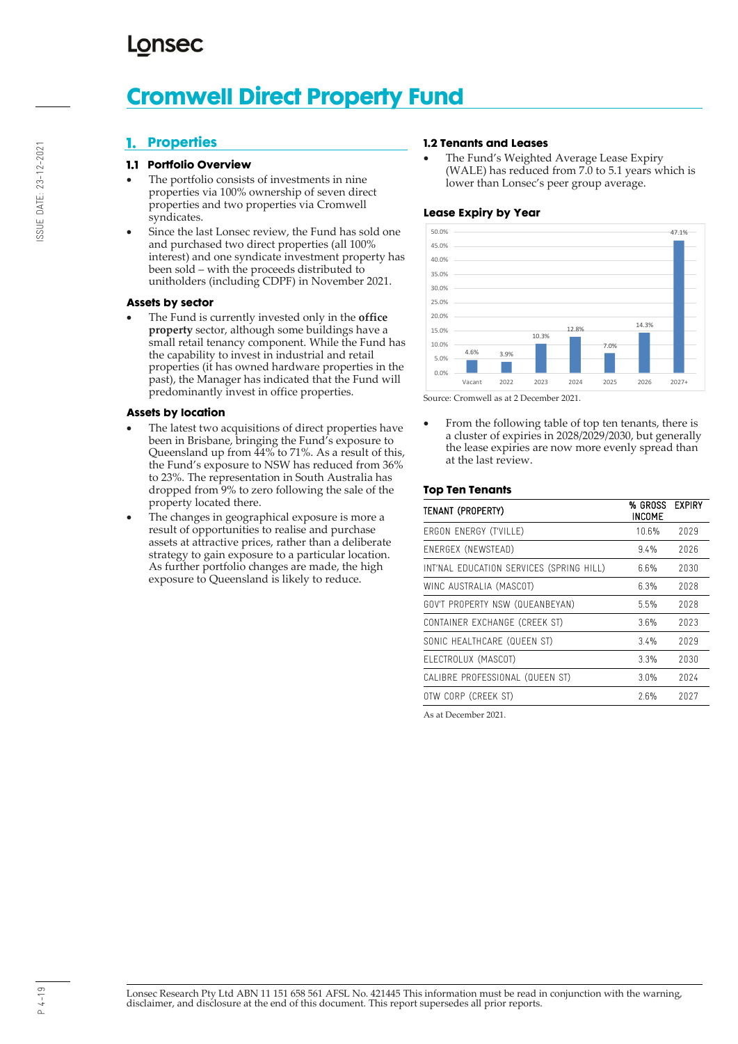# Cromwell Direct Property Fund

## 1. Properties

### 1.1 Portfolio Overview

- The portfolio consists of investments in nine properties via 100% ownership of seven direct properties and two properties via Cromwell syndicates.
- Since the last Lonsec review, the Fund has sold one and purchased two direct properties (all 100% interest) and one syndicate investment property has been sold – with the proceeds distributed to unitholders (including CDPF) in November 2021.

#### Assets by sector

- The Fund is currently invested only in the **office property** sector, although some buildings have a small retail tenancy component. While the Fund has the capability to invest in industrial and retail properties (it has owned hardware properties in the past), the Manager has indicated that the Fund will predominantly invest in office properties.

#### Assets by location

- The latest two acquisitions of direct properties have been in Brisbane, bringing the Fund's exposure to Queensland up from 44% to 71%. As a result of this, the Fund's exposure to NSW has reduced from 36% to 23%. The representation in South Australia has dropped from 9% to zero following the sale of the property located there.
- The changes in geographical exposure is more a result of opportunities to realise and purchase assets at attractive prices, rather than a deliberate strategy to gain exposure to a particular location. As further portfolio changes are made, the high exposure to Queensland is likely to reduce.

### 1.2 Tenants and Leases

- The Fund's Weighted Average Lease Expiry (WALE) has reduced from 7.0 to 5.1 years which is lower than Lonsec's peer group average.

#### Lease Expiry by Year

| Year | Lease Expiry |
|---|---|
| Vacant | 4.6% |
| 2022 | 3.9% |
| 2023 | 10.3% |
| 2024 | 12.8% |
| 2025 | 7.0% |
| 2026 | 14.3% |
| 2027+ | 47.1% |

Source: Cromwell as at 2 December 2021.

- From the following table of top ten tenants, there is a cluster of expiries in 2028/2029/2030, but generally the lease expiries are now more evenly spread than at the last review.

#### Top Ten Tenants

| TENANT (PROPERTY) | % GROSS INCOME | EXPIRY |
|---|---|---|
| ERGON ENERGY (T'VILLE) | 10.6% | 2029 |
| ENERGEX (NEWSTEAD) | 9.4% | 2026 |
| INT'NAL EDUCATION SERVICES (SPRING HILL) | 6.6% | 2030 |
| WINC AUSTRALIA (MASCOT) | 6.3% | 2028 |
| GOV'T PROPERTY NSW (QUEANBEYAN) | 5.5% | 2028 |
| CONTAINER EXCHANGE (CREEK ST) | 3.6% | 2023 |
| SONIC HEALTHCARE (QUEEN ST) | 3.4% | 2029 |
| ELECTROLUX (MASCOT) | 3.3% | 2030 |
| CALIBRE PROFESSIONAL (QUEEN ST) | 3.0% | 2024 |
| OTW CORP (CREEK ST) | 2.6% | 2027 |

As at December 2021.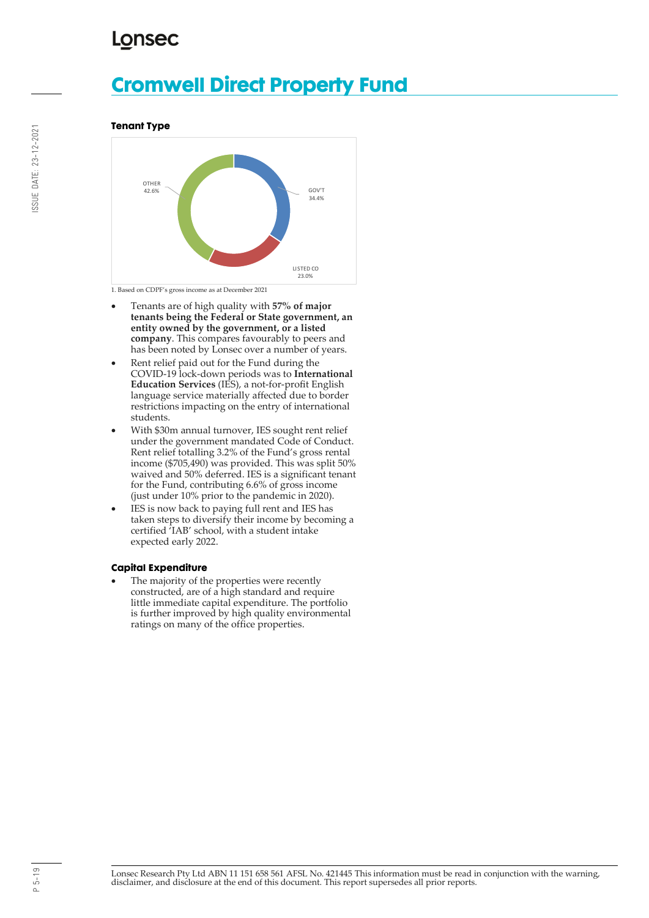# Cromwell Direct Property Fund

### Tenant Type

OTHER 42.6%

GOV'T 34.4%

LISTED CO 23.0%

1. Based on CDPF's gross income as at December 2021

- Tenants are of high quality with **57% of major tenants being the Federal or State government, an entity owned by the government, or a listed company**. This compares favourably to peers and has been noted by Lonsec over a number of years.
- Rent relief paid out for the Fund during the COVID-19 lock-down periods was to **International Education Services** (IES), a not-for-profit English language service materially affected due to border restrictions impacting on the entry of international students.
- With $30m annual turnover, IES sought rent relief under the government mandated Code of Conduct. Rent relief totalling 3.2% of the Fund's gross rental income ($705,490) was provided. This was split 50% waived and 50% deferred. IES is a significant tenant for the Fund, contributing 6.6% of gross income (just under 10% prior to the pandemic in 2020).
- IES is now back to paying full rent and IES has taken steps to diversify their income by becoming a certified 'IAB' school, with a student intake expected early 2022.

### Capital Expenditure

- The majority of the properties were recently constructed, are of a high standard and require little immediate capital expenditure. The portfolio is further improved by high quality environmental ratings on many of the office properties.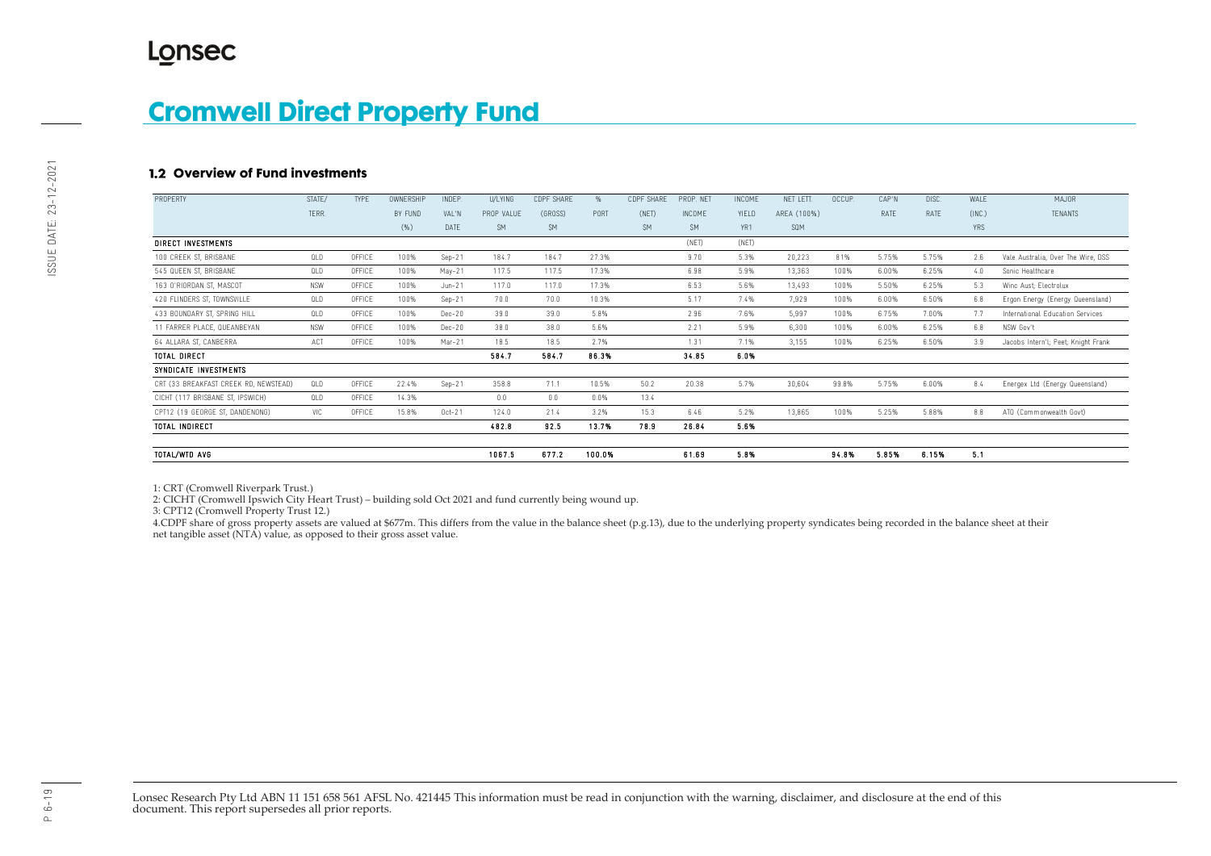# Cromwell Direct Property Fund

## 1.2 Overview of Fund investments

| PROPERTY | STATE/ TERR. | TYPE | OWNERSHIP BY FUND (%) | INDEP. VAL'N DATE | U/LYING PROP VALUE $M | CDPF SHARE (GROSS) $M | % PORT | CDPF SHARE (NET) $M | PROP. NET INCOME $M | INCOME YIELD YR1 | NET LETT. AREA (100%) SQM | OCCUP. | CAP'N RATE | DISC. RATE | WALE (INC.) YRS | MAJOR TENANTS |
|---|---|---|---|---|---|---|---|---|---|---|---|---|---|---|---|---|
| **DIRECT INVESTMENTS** | | | | | | | | | (NET) | (NET) | | | | | | |
| 100 CREEK ST, BRISBANE | QLD | OFFICE | 100% | Sep-21 | 184.7 | 184.7 | 27.3% | | 9.70 | 5.3% | 20,223 | 81% | 5.75% | 5.75% | 2.6 | Vale Australia, Over The Wire, DSS |
| 545 QUEEN ST, BRISBANE | QLD | OFFICE | 100% | May-21 | 117.5 | 117.5 | 17.3% | | 6.98 | 5.9% | 13,363 | 100% | 6.00% | 6.25% | 4.0 | Sonic Healthcare |
| 163 O'RIORDAN ST, MASCOT | NSW | OFFICE | 100% | Jun-21 | 117.0 | 117.0 | 17.3% | | 6.53 | 5.6% | 13,493 | 100% | 5.50% | 6.25% | 5.3 | Winc Aust; Electrolux |
| 420 FLINDERS ST, TOWNSVILLE | QLD | OFFICE | 100% | Sep-21 | 70.0 | 70.0 | 10.3% | | 5.17 | 7.4% | 7,929 | 100% | 6.00% | 6.50% | 6.8 | Ergon Energy (Energy Queensland) |
| 433 BOUNDARY ST, SPRING HILL | QLD | OFFICE | 100% | Dec-20 | 39.0 | 39.0 | 5.8% | | 2.96 | 7.6% | 5,997 | 100% | 6.75% | 7.00% | 7.7 | International Education Services |
| 11 FARRER PLACE, QUEANBEYAN | NSW | OFFICE | 100% | Dec-20 | 38.0 | 38.0 | 5.6% | | 2.21 | 5.9% | 6,300 | 100% | 6.00% | 6.25% | 6.8 | NSW Gov't |
| 64 ALLARA ST, CANBERRA | ACT | OFFICE | 100% | Mar-21 | 18.5 | 18.5 | 2.7% | | 1.31 | 7.1% | 3,155 | 100% | 6.25% | 6.50% | 3.9 | Jacobs Intern'l; Peet; Knight Frank |
| **TOTAL DIRECT** | | | | | **584.7** | **584.7** | **86.3%** | | **34.85** | **6.0%** | | | | | | |
| **SYNDICATE INVESTMENTS** | | | | | | | | | | | | | | | | |
| CRT (33 BREAKFAST CREEK RD, NEWSTEAD) | QLD | OFFICE | 22.4% | Sep-21 | 358.8 | 71.1 | 10.5% | 50.2 | 20.38 | 5.7% | 30,604 | 99.8% | 5.75% | 6.00% | 8.4 | Energex Ltd (Energy Queensland) |
| CICHT (117 BRISBANE ST, IPSWICH) | QLD | OFFICE | 14.3% | | 0.0 | 0.0 | 0.0% | 13.4 | | | | | | | | |
| CPT12 (19 GEORGE ST, DANDENONG) | VIC | OFFICE | 15.8% | Oct-21 | 124.0 | 21.4 | 3.2% | 15.3 | 6.46 | 5.2% | 13,865 | 100% | 5.25% | 5.88% | 8.8 | ATO (Commonwealth Govt) |
| **TOTAL INDIRECT** | | | | | **482.8** | **92.5** | **13.7%** | **78.9** | **26.84** | **5.6%** | | | | | | |
| **TOTAL/WTD AVG** | | | | | **1067.5** | **677.2** | **100.0%** | | **61.69** | **5.8%** | | **94.8%** | **5.85%** | **6.15%** | **5.1** | |

1: CRT (Cromwell Riverpark Trust.)
2: CICHT (Cromwell Ipswich City Heart Trust) – building sold Oct 2021 and fund currently being wound up.
3: CPT12 (Cromwell Property Trust 12.)
4.CDPF share of gross property assets are valued at $677m. This differs from the value in the balance sheet (p.g.13), due to the underlying property syndicates being recorded in the balance sheet at their net tangible asset (NTA) value, as opposed to their gross asset value.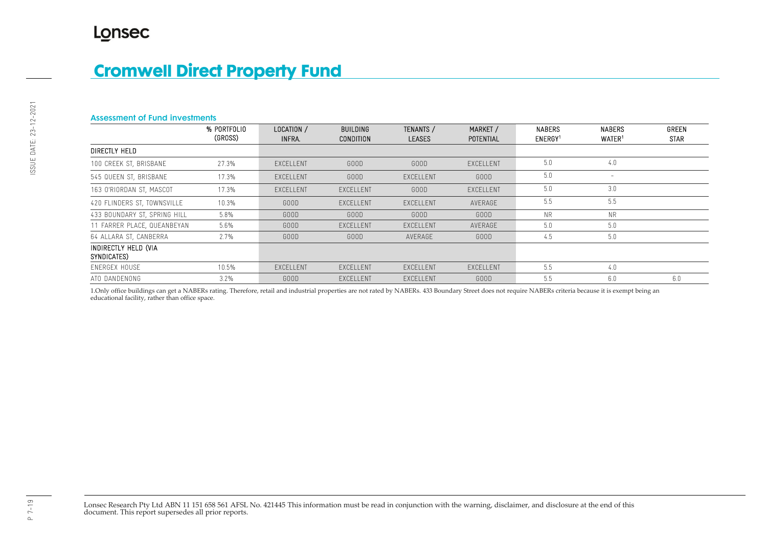# Cromwell Direct Property Fund

## Assessment of Fund investments

| | % PORTFOLIO (GROSS) | LOCATION / INFRA. | BUILDING CONDITION | TENANTS / LEASES | MARKET / POTENTIAL | NABERS ENERGY[1] | NABERS WATER[1] | GREEN STAR |
|---|---|---|---|---|---|---|---|---|
| **DIRECTLY HELD** | | | | | | | | |
| 100 CREEK ST, BRISBANE | 27.3% | EXCELLENT | GOOD | GOOD | EXCELLENT | 5.0 | 4.0 | |
| 545 QUEEN ST, BRISBANE | 17.3% | EXCELLENT | GOOD | EXCELLENT | GOOD | 5.0 | - | |
| 163 O'RIORDAN ST, MASCOT | 17.3% | EXCELLENT | EXCELLENT | GOOD | EXCELLENT | 5.0 | 3.0 | |
| 420 FLINDERS ST, TOWNSVILLE | 10.3% | GOOD | EXCELLENT | EXCELLENT | AVERAGE | 5.5 | 5.5 | |
| 433 BOUNDARY ST, SPRING HILL | 5.8% | GOOD | GOOD | GOOD | GOOD | NR | NR | |
| 11 FARRER PLACE, QUEANBEYAN | 5.6% | GOOD | EXCELLENT | EXCELLENT | AVERAGE | 5.0 | 5.0 | |
| 64 ALLARA ST, CANBERRA | 2.7% | GOOD | GOOD | AVERAGE | GOOD | 4.5 | 5.0 | |
| **INDIRECTLY HELD (VIA SYNDICATES)** | | | | | | | | |
| ENERGEX HOUSE | 10.5% | EXCELLENT | EXCELLENT | EXCELLENT | EXCELLENT | 5.5 | 4.0 | |
| ATO DANDENONG | 3.2% | GOOD | EXCELLENT | EXCELLENT | GOOD | 5.5 | 6.0 | 6.0 |

1.Only office buildings can get a NABERs rating. Therefore, retail and industrial properties are not rated by NABERs. 433 Boundary Street does not require NABERs criteria because it is exempt being an educational facility, rather than office space.

Lonsec Research Pty Ltd ABN 11 151 658 561 AFSL No. 421445 This information must be read in conjunction with the warning, disclaimer, and disclosure at the end of this document. This report supersedes all prior reports.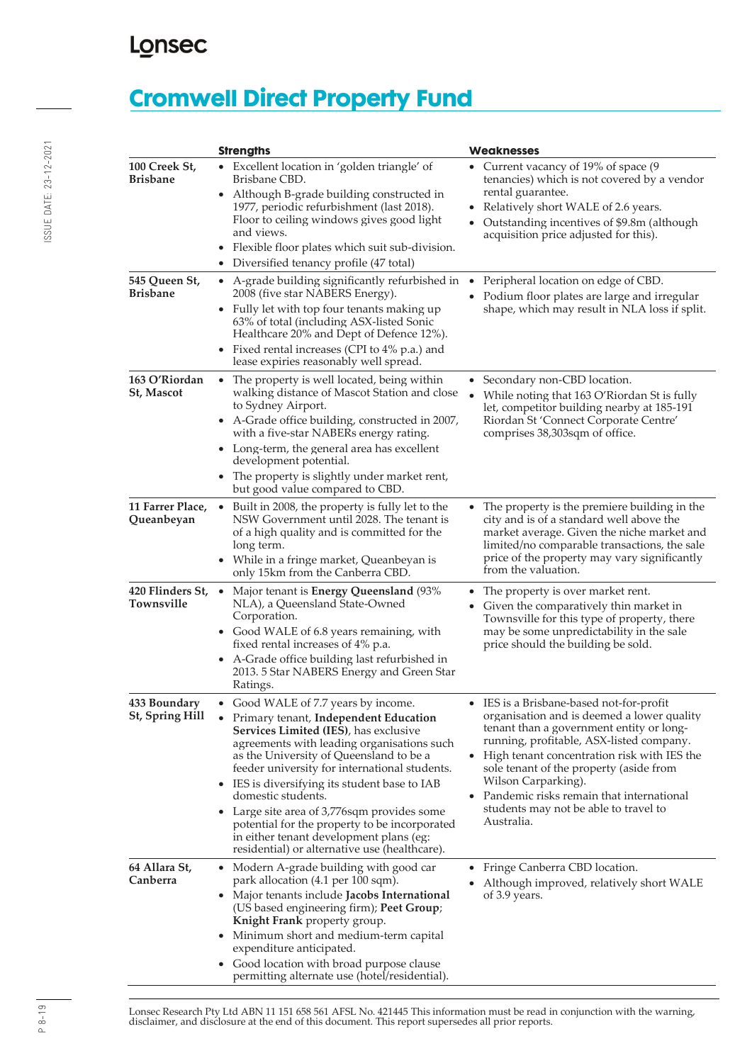# Cromwell Direct Property Fund

| | Strengths | Weaknesses |
|---|---|---|
| **100 Creek St, Brisbane** | • Excellent location in 'golden triangle' of Brisbane CBD.<br>• Although B-grade building constructed in 1977, periodic refurbishment (last 2018). Floor to ceiling windows gives good light and views.<br>• Flexible floor plates which suit sub-division.<br>• Diversified tenancy profile (47 total) | • Current vacancy of 19% of space (9 tenancies) which is not covered by a vendor rental guarantee.<br>• Relatively short WALE of 2.6 years.<br>• Outstanding incentives of $9.8m (although acquisition price adjusted for this). |
| **545 Queen St, Brisbane** | • A-grade building significantly refurbished in 2008 (five star NABERS Energy).<br>• Fully let with top four tenants making up 63% of total (including ASX-listed Sonic Healthcare 20% and Dept of Defence 12%).<br>• Fixed rental increases (CPI to 4% p.a.) and lease expiries reasonably well spread. | • Peripheral location on edge of CBD.<br>• Podium floor plates are large and irregular shape, which may result in NLA loss if split. |
| **163 O'Riordan St, Mascot** | • The property is well located, being within walking distance of Mascot Station and close to Sydney Airport.<br>• A-Grade office building, constructed in 2007, with a five-star NABERs energy rating.<br>• Long-term, the general area has excellent development potential.<br>• The property is slightly under market rent, but good value compared to CBD. | • Secondary non-CBD location.<br>• While noting that 163 O'Riordan St is fully let, competitor building nearby at 185-191 Riordan St 'Connect Corporate Centre' comprises 38,303sqm of office. |
| **11 Farrer Place, Queanbeyan** | • Built in 2008, the property is fully let to the NSW Government until 2028. The tenant is of a high quality and is committed for the long term.<br>• While in a fringe market, Queanbeyan is only 15km from the Canberra CBD. | • The property is the premiere building in the city and is of a standard well above the market average. Given the niche market and limited/no comparable transactions, the sale price of the property may vary significantly from the valuation. |
| **420 Flinders St, Townsville** | • Major tenant is **Energy Queensland** (93% NLA), a Queensland State-Owned Corporation.<br>• Good WALE of 6.8 years remaining, with fixed rental increases of 4% p.a.<br>• A-Grade office building last refurbished in 2013. 5 Star NABERS Energy and Green Star Ratings. | • The property is over market rent.<br>• Given the comparatively thin market in Townsville for this type of property, there may be some unpredictability in the sale price should the building be sold. |
| **433 Boundary St, Spring Hill** | • Good WALE of 7.7 years by income.<br>• Primary tenant, **Independent Education Services Limited (IES)**, has exclusive agreements with leading organisations such as the University of Queensland to be a feeder university for international students.<br>• IES is diversifying its student base to IAB domestic students.<br>• Large site area of 3,776sqm provides some potential for the property to be incorporated in either tenant development plans (eg: residential) or alternative use (healthcare). | • IES is a Brisbane-based not-for-profit organisation and is deemed a lower quality tenant than a government entity or long-running, profitable, ASX-listed company.<br>• High tenant concentration risk with IES the sole tenant of the property (aside from Wilson Carparking).<br>• Pandemic risks remain that international students may not be able to travel to Australia. |
| **64 Allara St, Canberra** | • Modern A-grade building with good car park allocation (4.1 per 100 sqm).<br>• Major tenants include **Jacobs International** (US based engineering firm); **Peet Group**; **Knight Frank** property group.<br>• Minimum short and medium-term capital expenditure anticipated.<br>• Good location with broad purpose clause permitting alternate use (hotel/residential). | • Fringe Canberra CBD location.<br>• Although improved, relatively short WALE of 3.9 years. |

Lonsec Research Pty Ltd ABN 11 151 658 561 AFSL No. 421445 This information must be read in conjunction with the warning, disclaimer, and disclosure at the end of this document. This report supersedes all prior reports.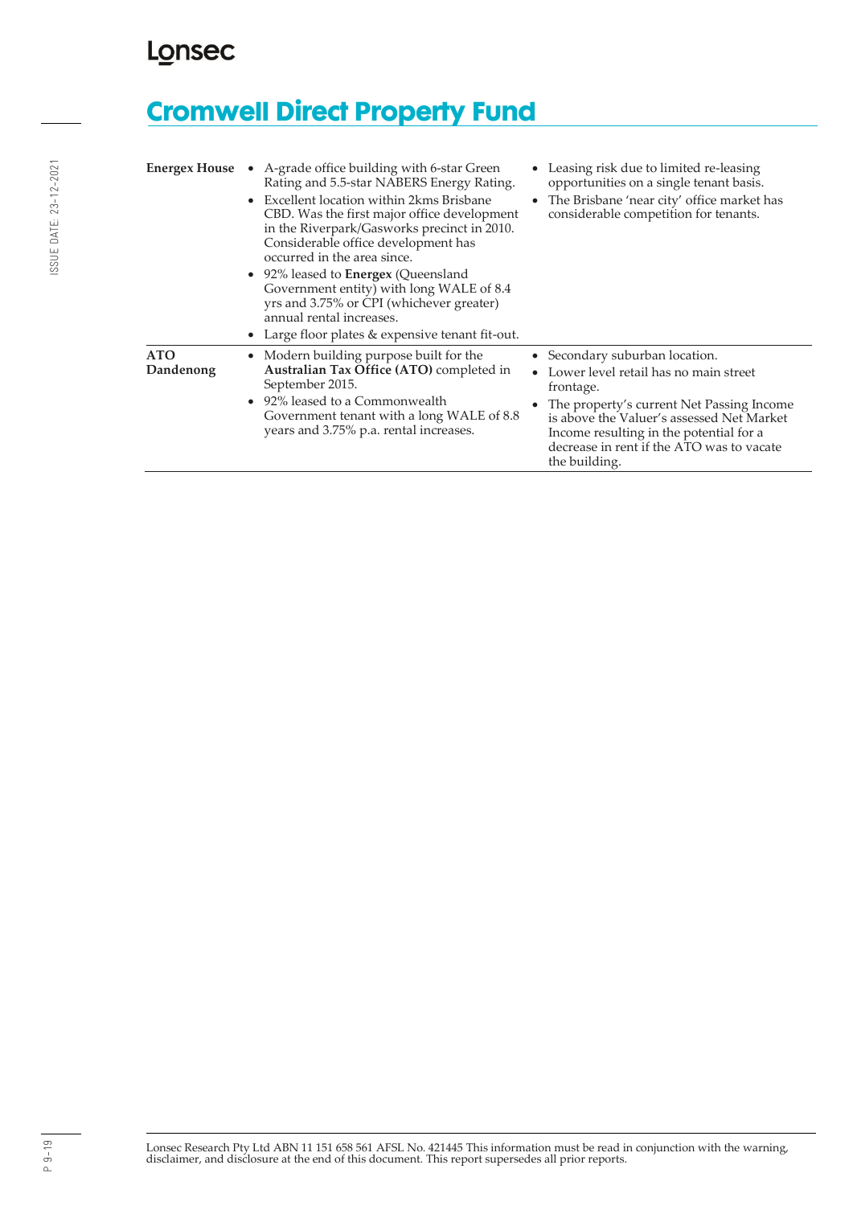# Cromwell Direct Property Fund

| | | |
|---|---|---|
| **Energex House** | • A-grade office building with 6-star Green Rating and 5.5-star NABERS Energy Rating.<br>• Excellent location within 2kms Brisbane CBD. Was the first major office development in the Riverpark/Gasworks precinct in 2010. Considerable office development has occurred in the area since.<br>• 92% leased to **Energex** (Queensland Government entity) with long WALE of 8.4 yrs and 3.75% or CPI (whichever greater) annual rental increases.<br>• Large floor plates & expensive tenant fit-out. | • Leasing risk due to limited re-leasing opportunities on a single tenant basis.<br>• The Brisbane 'near city' office market has considerable competition for tenants. |
| **ATO Dandenong** | • Modern building purpose built for the **Australian Tax Office (ATO)** completed in September 2015.<br>• 92% leased to a Commonwealth Government tenant with a long WALE of 8.8 years and 3.75% p.a. rental increases. | • Secondary suburban location.<br>• Lower level retail has no main street frontage.<br>• The property's current Net Passing Income is above the Valuer's assessed Net Market Income resulting in the potential for a decrease in rent if the ATO was to vacate the building. |

Lonsec Research Pty Ltd ABN 11 151 658 561 AFSL No. 421445 This information must be read in conjunction with the warning, disclaimer, and disclosure at the end of this document. This report supersedes all prior reports.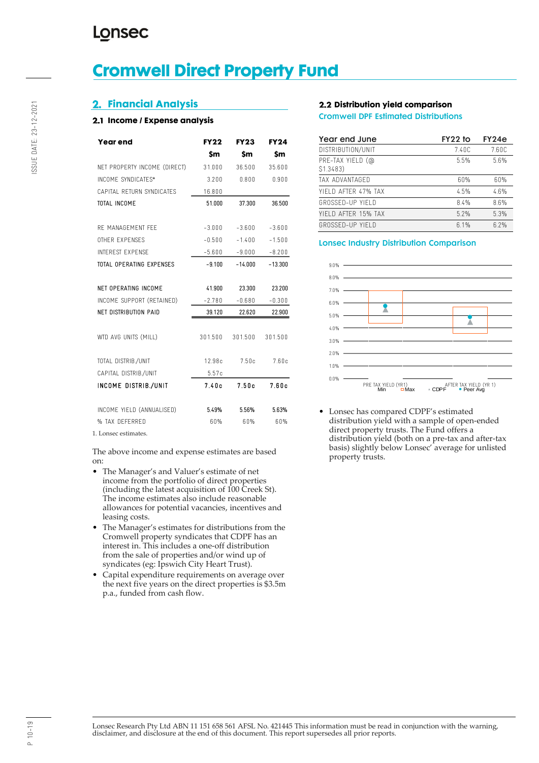# Cromwell Direct Property Fund

## 2. Financial Analysis

### 2.1 Income / Expense analysis

| Year end | FY22 | FY23 | FY24 |
|---|---|---|---|
| | $m | $m | $m |
| NET PROPERTY INCOME (DIRECT) | 31.000 | 36.500 | 35.600 |
| INCOME SYNDICATES* | 3.200 | 0.800 | 0.900 |
| CAPITAL RETURN SYNDICATES | 16.800 | | |
| TOTAL INCOME | 51.000 | 37.300 | 36.500 |
| | | | |
| RE MANAGEMENT FEE | -3.000 | -3.600 | -3.600 |
| OTHER EXPENSES | -0.500 | -1.400 | -1.500 |
| INTEREST EXPENSE | -5.600 | -9.000 | -8.200 |
| TOTAL OPERATING EXPENSES | -9.100 | -14.000 | -13.300 |
| | | | |
| NET OPERATING INCOME | 41.900 | 23.300 | 23.200 |
| INCOME SUPPORT (RETAINED) | -2.780 | -0.680 | -0.300 |
| NET DISTRIBUTION PAID | 39.120 | 22.620 | 22.900 |
| | | | |
| WTD AVG UNITS (MILL) | 301.500 | 301.500 | 301.500 |
| | | | |
| TOTAL DISTRIB./UNIT | 12.98c | 7.50c | 7.60c |
| CAPITAL DISTRIB./UNIT | 5.57c | | |
| INCOME DISTRIB./UNIT | 7.40c | 7.50c | 7.60c |
| | | | |
| INCOME YIELD (ANNUALISED) | 5.49% | 5.56% | 5.63% |
| % TAX DEFERRED | 60% | 60% | 60% |

1. Lonsec estimates.

The above income and expense estimates are based on:

- The Manager's and Valuer's estimate of net income from the portfolio of direct properties (including the latest acquisition of 100 Creek St). The income estimates also include reasonable allowances for potential vacancies, incentives and leasing costs.
- The Manager's estimates for distributions from the Cromwell property syndicates that CDPF has an interest in. This includes a one-off distribution from the sale of properties and/or wind up of syndicates (eg: Ipswich City Heart Trust).
- Capital expenditure requirements on average over the next five years on the direct properties is $3.5m p.a., funded from cash flow.

### 2.2 Distribution yield comparison

**Cromwell DPF Estimated Distributions**

| Year end June | FY22 to | FY24e |
|---|---|---|
| DISTRIBUTION/UNIT | 7.40C | 7.60C |
| PRE-TAX YIELD (@ $1.3483) | 5.5% | 5.6% |
| TAX ADVANTAGED | 60% | 60% |
| YIELD AFTER 47% TAX | 4.5% | 4.6% |
| GROSSED-UP YIELD | 8.4% | 8.6% |
| YIELD AFTER 15% TAX | 5.2% | 5.3% |
| GROSSED-UP YIELD | 6.1% | 6.2% |

**Lonsec Industry Distribution Comparison**

- Lonsec has compared CDPF's estimated distribution yield with a sample of open-ended direct property trusts. The Fund offers a distribution yield (both on a pre-tax and after-tax basis) slightly below Lonsec' average for unlisted property trusts.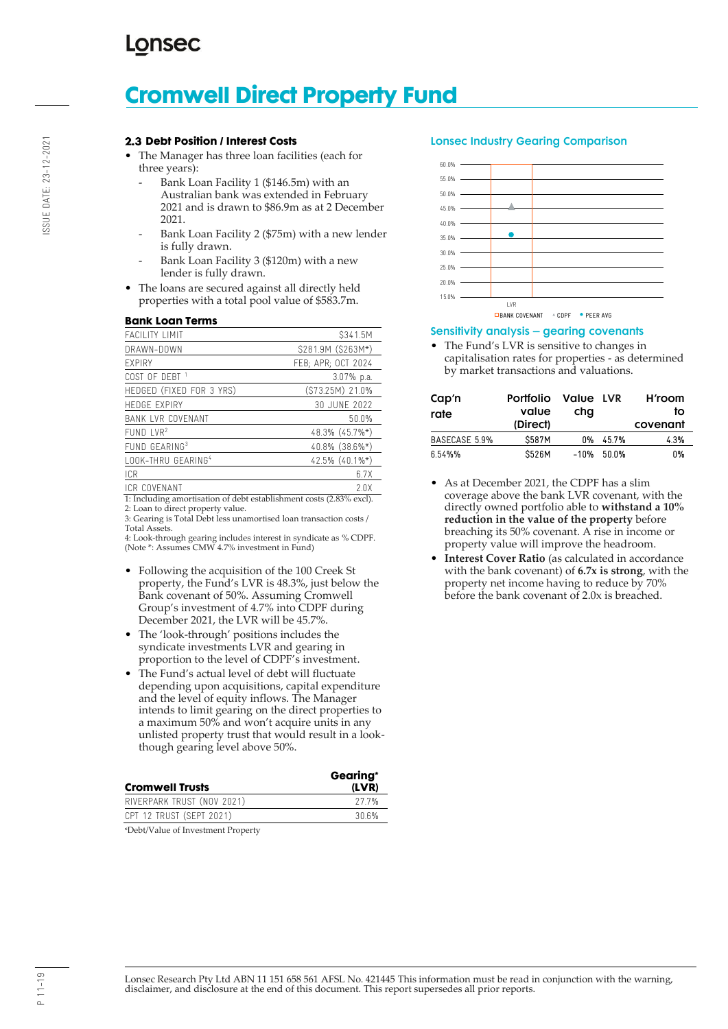# Cromwell Direct Property Fund

## 2.3 Debt Position / Interest Costs

- The Manager has three loan facilities (each for three years):
  - Bank Loan Facility 1 ($146.5m) with an Australian bank was extended in February 2021 and is drawn to $86.9m as at 2 December 2021.
  - Bank Loan Facility 2 ($75m) with a new lender is fully drawn.
  - Bank Loan Facility 3 ($120m) with a new lender is fully drawn.
- The loans are secured against all directly held properties with a total pool value of $583.7m.

### Bank Loan Terms

| | |
|---|---|
| FACILITY LIMIT | $341.5M |
| DRAWN-DOWN | $281.9M ($263M*) |
| EXPIRY | FEB; APR; OCT 2024 |
| COST OF DEBT [1] | 3.07% p.a. |
| HEDGED (FIXED FOR 3 YRS) | ($73.25M) 21.0% |
| HEDGE EXPIRY | 30 JUNE 2022 |
| BANK LVR COVENANT | 50.0% |
| FUND LVR[2] | 48.3% (45.7%*) |
| FUND GEARING[3] | 40.8% (38.6%*) |
| LOOK-THRU GEARING[4] | 42.5% (40.1%*) |
| ICR | 6.7X |
| ICR COVENANT | 2.0X |

1: Including amortisation of debt establishment costs (2.83% excl).
2: Loan to direct property value.
3: Gearing is Total Debt less unamortised loan transaction costs / Total Assets.
4: Look-through gearing includes interest in syndicate as % CDPF.
(Note *: Assumes CMW 4.7% investment in Fund)

- Following the acquisition of the 100 Creek St property, the Fund's LVR is 48.3%, just below the Bank covenant of 50%. Assuming Cromwell Group's investment of 4.7% into CDPF during December 2021, the LVR will be 45.7%.
- The 'look-through' positions includes the syndicate investments LVR and gearing in proportion to the level of CDPF's investment.
- The Fund's actual level of debt will fluctuate depending upon acquisitions, capital expenditure and the level of equity inflows. The Manager intends to limit gearing on the direct properties to a maximum 50% and won't acquire units in any unlisted property trust that would result in a look-though gearing level above 50%.

| Cromwell Trusts | Gearing* (LVR) |
|---|---|
| RIVERPARK TRUST (NOV 2021) | 27.7% |
| CPT 12 TRUST (SEPT 2021) | 30.6% |

*Debt/Value of Investment Property

### Lonsec Industry Gearing Comparison

LVR — BANK COVENANT · CDPF · PEER AVG

### Sensitivity analysis – gearing covenants

- The Fund's LVR is sensitive to changes in capitalisation rates for properties - as determined by market transactions and valuations.

| Cap'n rate | Portfolio value (Direct) | Value chg | LVR | H'room to covenant |
|---|---|---|---|---|
| BASECASE 5.9% | $587M | 0% | 45.7% | 4.3% |
| 6.54%% | $526M | -10% | 50.0% | 0% |

- As at December 2021, the CDPF has a slim coverage above the bank LVR covenant, with the directly owned portfolio able to **withstand a 10% reduction in the value of the property** before breaching its 50% covenant. A rise in income or property value will improve the headroom.
- **Interest Cover Ratio** (as calculated in accordance with the bank covenant) of **6.7x is strong**, with the property net income having to reduce by 70% before the bank covenant of 2.0x is breached.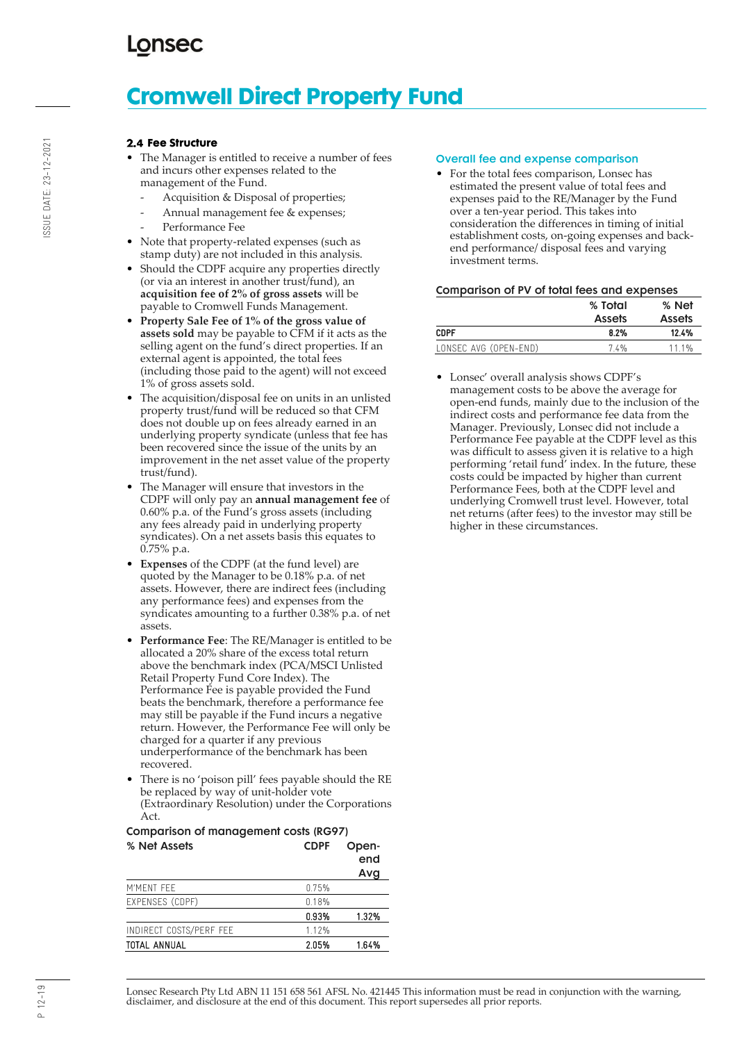# Cromwell Direct Property Fund

## 2.4 Fee Structure

- The Manager is entitled to receive a number of fees and incurs other expenses related to the management of the Fund.
  - Acquisition & Disposal of properties;
  - Annual management fee & expenses;
  - Performance Fee
- Note that property-related expenses (such as stamp duty) are not included in this analysis.
- Should the CDPF acquire any properties directly (or via an interest in another trust/fund), an **acquisition fee of 2% of gross assets** will be payable to Cromwell Funds Management.
- **Property Sale Fee of 1% of the gross value of assets sold** may be payable to CFM if it acts as the selling agent on the fund's direct properties. If an external agent is appointed, the total fees (including those paid to the agent) will not exceed 1% of gross assets sold.
- The acquisition/disposal fee on units in an unlisted property trust/fund will be reduced so that CFM does not double up on fees already earned in an underlying property syndicate (unless that fee has been recovered since the issue of the units by an improvement in the net asset value of the property trust/fund).
- The Manager will ensure that investors in the CDPF will only pay an **annual management fee** of 0.60% p.a. of the Fund's gross assets (including any fees already paid in underlying property syndicates). On a net assets basis this equates to 0.75% p.a.
- **Expenses** of the CDPF (at the fund level) are quoted by the Manager to be 0.18% p.a. of net assets. However, there are indirect fees (including any performance fees) and expenses from the syndicates amounting to a further 0.38% p.a. of net assets.
- **Performance Fee**: The RE/Manager is entitled to be allocated a 20% share of the excess total return above the benchmark index (PCA/MSCI Unlisted Retail Property Fund Core Index). The Performance Fee is payable provided the Fund beats the benchmark, therefore a performance fee may still be payable if the Fund incurs a negative return. However, the Performance Fee will only be charged for a quarter if any previous underperformance of the benchmark has been recovered.
- There is no 'poison pill' fees payable should the RE be replaced by way of unit-holder vote (Extraordinary Resolution) under the Corporations Act.

### Comparison of management costs (RG97)

| % Net Assets | CDPF | Open-end Avg |
|---|---|---|
| M'MENT FEE | 0.75% | |
| EXPENSES (CDPF) | 0.18% | |
| | **0.93%** | **1.32%** |
| INDIRECT COSTS/PERF FEE | 1.12% | |
| **TOTAL ANNUAL** | **2.05%** | **1.64%** |

### Overall fee and expense comparison

- For the total fees comparison, Lonsec has estimated the present value of total fees and expenses paid to the RE/Manager by the Fund over a ten-year period. This takes into consideration the differences in timing of initial establishment costs, on-going expenses and back-end performance/ disposal fees and varying investment terms.

### Comparison of PV of total fees and expenses

| | % Total Assets | % Net Assets |
|---|---|---|
| **CDPF** | **8.2%** | **12.4%** |
| LONSEC AVG (OPEN-END) | 7.4% | 11.1% |

- Lonsec' overall analysis shows CDPF's management costs to be above the average for open-end funds, mainly due to the inclusion of the indirect costs and performance fee data from the Manager. Previously, Lonsec did not include a Performance Fee payable at the CDPF level as this was difficult to assess given it is relative to a high performing 'retail fund' index. In the future, these costs could be impacted by higher than current Performance Fees, both at the CDPF level and underlying Cromwell trust level. However, total net returns (after fees) to the investor may still be higher in these circumstances.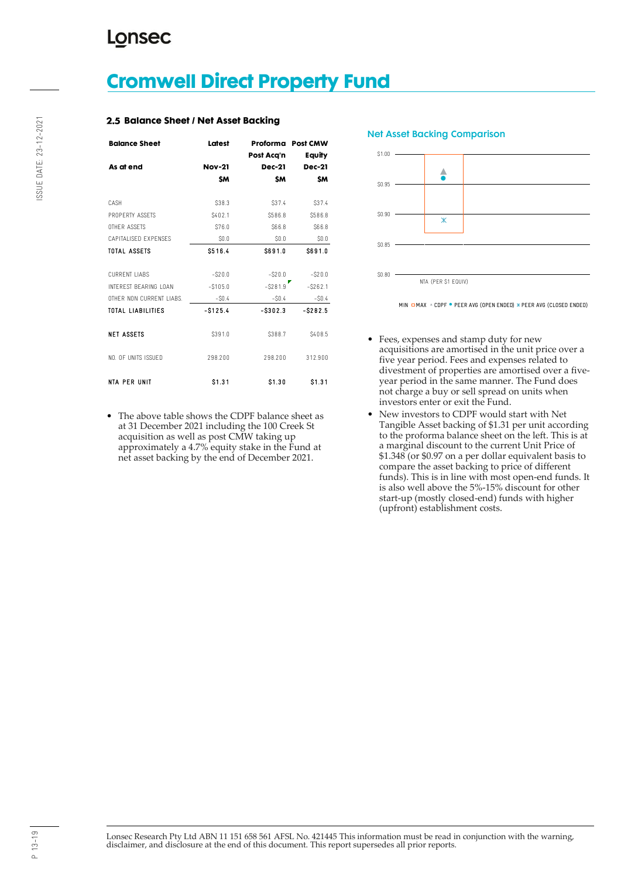# Cromwell Direct Property Fund

## 2.5 Balance Sheet / Net Asset Backing

| Balance Sheet | Latest | Proforma Post Acq'n | Post CMW Equity |
|---|---|---|---|
| As at end | Nov-21 | Dec-21 | Dec-21 |
| | $M | $M | $M |
| CASH | $38.3 | $37.4 | $37.4 |
| PROPERTY ASSETS | $402.1 | $586.8 | $586.8 |
| OTHER ASSETS | $76.0 | $66.8 | $66.8 |
| CAPITALISED EXPENSES | $0.0 | $0.0 | $0.0 |
| TOTAL ASSETS | $516.4 | $691.0 | $691.0 |
| CURRENT LIABS | -$20.0 | -$20.0 | -$20.0 |
| INTEREST BEARING LOAN | -$105.0 | -$281.9 | -$262.1 |
| OTHER NON CURRENT LIABS. | -$0.4 | -$0.4 | -$0.4 |
| TOTAL LIABILITIES | -$125.4 | -$302.3 | -$282.5 |
| NET ASSETS | $391.0 | $388.7 | $408.5 |
| NO. OF UNITS ISSUED | 298.200 | 298.200 | 312.900 |
| NTA PER UNIT | $1.31 | $1.30 | $1.31 |

- The above table shows the CDPF balance sheet as at 31 December 2021 including the 100 Creek St acquisition as well as post CMW taking up approximately a 4.7% equity stake in the Fund at net asset backing by the end of December 2021.

### Net Asset Backing Comparison

MIN ☐MAX ▲ CDPF ● PEER AVG (OPEN ENDED) ✱ PEER AVG (CLOSED ENDED)

- Fees, expenses and stamp duty for new acquisitions are amortised in the unit price over a five year period. Fees and expenses related to divestment of properties are amortised over a five-year period in the same manner. The Fund does not charge a buy or sell spread on units when investors enter or exit the Fund.
- New investors to CDPF would start with Net Tangible Asset backing of $1.31 per unit according to the proforma balance sheet on the left. This is at a marginal discount to the current Unit Price of $1.348 (or $0.97 on a per dollar equivalent basis to compare the asset backing to price of different funds). This is in line with most open-end funds. It is also well above the 5%-15% discount for other start-up (mostly closed-end) funds with higher (upfront) establishment costs.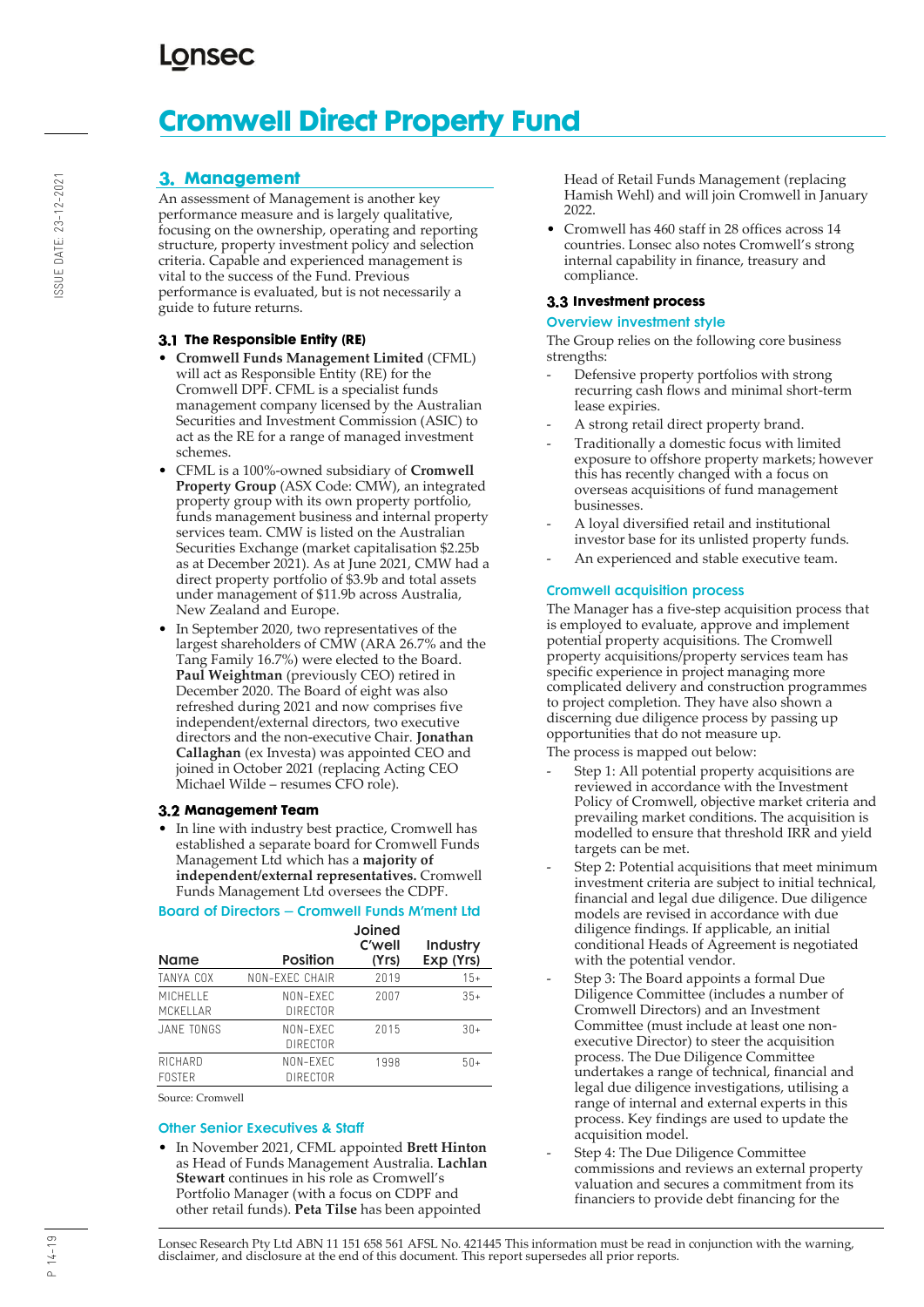# Cromwell Direct Property Fund

## 3. Management

An assessment of Management is another key performance measure and is largely qualitative, focusing on the ownership, operating and reporting structure, property investment policy and selection criteria. Capable and experienced management is vital to the success of the Fund. Previous performance is evaluated, but is not necessarily a guide to future returns.

### 3.1 The Responsible Entity (RE)

- **Cromwell Funds Management Limited** (CFML) will act as Responsible Entity (RE) for the Cromwell DPF. CFML is a specialist funds management company licensed by the Australian Securities and Investment Commission (ASIC) to act as the RE for a range of managed investment schemes.
- CFML is a 100%-owned subsidiary of **Cromwell Property Group** (ASX Code: CMW), an integrated property group with its own property portfolio, funds management business and internal property services team. CMW is listed on the Australian Securities Exchange (market capitalisation $2.25b as at December 2021). As at June 2021, CMW had a direct property portfolio of $3.9b and total assets under management of $11.9b across Australia, New Zealand and Europe.
- In September 2020, two representatives of the largest shareholders of CMW (ARA 26.7% and the Tang Family 16.7%) were elected to the Board. **Paul Weightman** (previously CEO) retired in December 2020. The Board of eight was also refreshed during 2021 and now comprises five independent/external directors, two executive directors and the non-executive Chair. **Jonathan Callaghan** (ex Investa) was appointed CEO and joined in October 2021 (replacing Acting CEO Michael Wilde – resumes CFO role).

### 3.2 Management Team

- In line with industry best practice, Cromwell has established a separate board for Cromwell Funds Management Ltd which has a **majority of independent/external representatives.** Cromwell Funds Management Ltd oversees the CDPF.

#### Board of Directors – Cromwell Funds M'ment Ltd

| Name | Position | Joined C'well (Yrs) | Industry Exp (Yrs) |
|---|---|---|---|
| TANYA COX | NON-EXEC CHAIR | 2019 | 15+ |
| MICHELLE MCKELLAR | NON-EXEC DIRECTOR | 2007 | 35+ |
| JANE TONGS | NON-EXEC DIRECTOR | 2015 | 30+ |
| RICHARD FOSTER | NON-EXEC DIRECTOR | 1998 | 50+ |

Source: Cromwell

#### Other Senior Executives & Staff

- In November 2021, CFML appointed **Brett Hinton** as Head of Funds Management Australia. **Lachlan Stewart** continues in his role as Cromwell's Portfolio Manager (with a focus on CDPF and other retail funds). **Peta Tilse** has been appointed Head of Retail Funds Management (replacing Hamish Wehl) and will join Cromwell in January 2022.
- Cromwell has 460 staff in 28 offices across 14 countries. Lonsec also notes Cromwell's strong internal capability in finance, treasury and compliance.

### 3.3 Investment process

#### Overview investment style

The Group relies on the following core business strengths:

- Defensive property portfolios with strong recurring cash flows and minimal short-term lease expiries.
- A strong retail direct property brand.
- Traditionally a domestic focus with limited exposure to offshore property markets; however this has recently changed with a focus on overseas acquisitions of fund management businesses.
- A loyal diversified retail and institutional investor base for its unlisted property funds.
- An experienced and stable executive team.

#### Cromwell acquisition process

The Manager has a five-step acquisition process that is employed to evaluate, approve and implement potential property acquisitions. The Cromwell property acquisitions/property services team has specific experience in project managing more complicated delivery and construction programmes to project completion. They have also shown a discerning due diligence process by passing up opportunities that do not measure up.

The process is mapped out below:

- Step 1: All potential property acquisitions are reviewed in accordance with the Investment Policy of Cromwell, objective market criteria and prevailing market conditions. The acquisition is modelled to ensure that threshold IRR and yield targets can be met.
- Step 2: Potential acquisitions that meet minimum investment criteria are subject to initial technical, financial and legal due diligence. Due diligence models are revised in accordance with due diligence findings. If applicable, an initial conditional Heads of Agreement is negotiated with the potential vendor.
- Step 3: The Board appoints a formal Due Diligence Committee (includes a number of Cromwell Directors) and an Investment Committee (must include at least one non-executive Director) to steer the acquisition process. The Due Diligence Committee undertakes a range of technical, financial and legal due diligence investigations, utilising a range of internal and external experts in this process. Key findings are used to update the acquisition model.
- Step 4: The Due Diligence Committee commissions and reviews an external property valuation and secures a commitment from its financiers to provide debt financing for the

Lonsec Research Pty Ltd ABN 11 151 658 561 AFSL No. 421445 This information must be read in conjunction with the warning, disclaimer, and disclosure at the end of this document. This report supersedes all prior reports.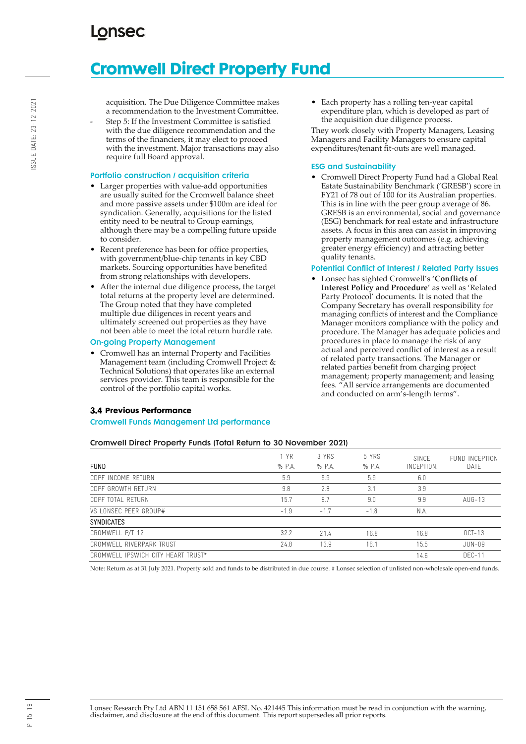# Cromwell Direct Property Fund

acquisition. The Due Diligence Committee makes a recommendation to the Investment Committee.

- Step 5: If the Investment Committee is satisfied with the due diligence recommendation and the terms of the financiers, it may elect to proceed with the investment. Major transactions may also require full Board approval.

### Portfolio construction / acquisition criteria

- Larger properties with value-add opportunities are usually suited for the Cromwell balance sheet and more passive assets under $100m are ideal for syndication. Generally, acquisitions for the listed entity need to be neutral to Group earnings, although there may be a compelling future upside to consider.
- Recent preference has been for office properties, with government/blue-chip tenants in key CBD markets. Sourcing opportunities have benefited from strong relationships with developers.
- After the internal due diligence process, the target total returns at the property level are determined. The Group noted that they have completed multiple due diligences in recent years and ultimately screened out properties as they have not been able to meet the total return hurdle rate.

### On-going Property Management

- Cromwell has an internal Property and Facilities Management team (including Cromwell Project & Technical Solutions) that operates like an external services provider. This team is responsible for the control of the portfolio capital works.
- Each property has a rolling ten-year capital expenditure plan, which is developed as part of the acquisition due diligence process.

They work closely with Property Managers, Leasing Managers and Facility Managers to ensure capital expenditures/tenant fit-outs are well managed.

### ESG and Sustainability

- Cromwell Direct Property Fund had a Global Real Estate Sustainability Benchmark ('GRESB') score in FY21 of 78 out of 100 for its Australian properties. This is in line with the peer group average of 86. GRESB is an environmental, social and governance (ESG) benchmark for real estate and infrastructure assets. A focus in this area can assist in improving property management outcomes (e.g. achieving greater energy efficiency) and attracting better quality tenants.

### Potential Conflict of Interest / Related Party Issues

- Lonsec has sighted Cromwell's '**Conflicts of Interest Policy and Procedure**' as well as 'Related Party Protocol' documents. It is noted that the Company Secretary has overall responsibility for managing conflicts of interest and the Compliance Manager monitors compliance with the policy and procedure. The Manager has adequate policies and procedures in place to manage the risk of any actual and perceived conflict of interest as a result of related party transactions. The Manager or related parties benefit from charging project management; property management; and leasing fees. "All service arrangements are documented and conducted on arm's-length terms".

## 3.4 Previous Performance

### Cromwell Funds Management Ltd performance

**Cromwell Direct Property Funds (Total Return to 30 November 2021)**

| FUND | 1 YR % P.A. | 3 YRS % P.A. | 5 YRS % P.A. | SINCE INCEPTION. | FUND INCEPTION DATE |
|---|---|---|---|---|---|
| CDPF INCOME RETURN | 5.9 | 5.9 | 5.9 | 6.0 | |
| CDPF GROWTH RETURN | 9.8 | 2.8 | 3.1 | 3.9 | |
| CDPF TOTAL RETURN | 15.7 | 8.7 | 9.0 | 9.9 | AUG-13 |
| VS LONSEC PEER GROUP# | -1.9 | -1.7 | -1.8 | N.A. | |
| **SYNDICATES** | | | | | |
| CROMWELL P/T 12 | 32.2 | 21.4 | 16.8 | 16.8 | OCT-13 |
| CROMWELL RIVERPARK TRUST | 24.8 | 13.9 | 16.1 | 15.5 | JUN-09 |
| CROMWELL IPSWICH CITY HEART TRUST* | | | | 14.6 | DEC-11 |

Note: Return as at 31 July 2021. Property sold and funds to be distributed in due course. # Lonsec selection of unlisted non-wholesale open-end funds.

Lonsec Research Pty Ltd ABN 11 151 658 561 AFSL No. 421445 This information must be read in conjunction with the warning, disclaimer, and disclosure at the end of this document. This report supersedes all prior reports.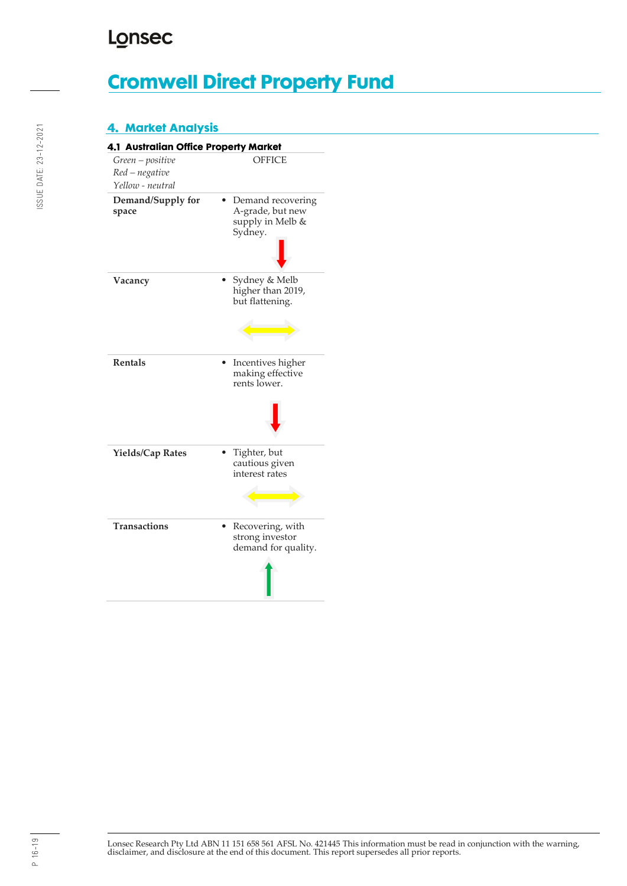## 4. Market Analysis

### 4.1 Australian Office Property Market

| *Green – positive* *Red – negative* *Yellow - neutral* | OFFICE |
|---|---|
| **Demand/Supply for space** | • Demand recovering A-grade, but new supply in Melb & Sydney. |
| **Vacancy** | • Sydney & Melb higher than 2019, but flattening. |
| **Rentals** | • Incentives higher making effective rents lower. |
| **Yields/Cap Rates** | • Tighter, but cautious given interest rates |
| **Transactions** | • Recovering, with strong investor demand for quality. |

Lonsec Research Pty Ltd ABN 11 151 658 561 AFSL No. 421445 This information must be read in conjunction with the warning, disclaimer, and disclosure at the end of this document. This report supersedes all prior reports.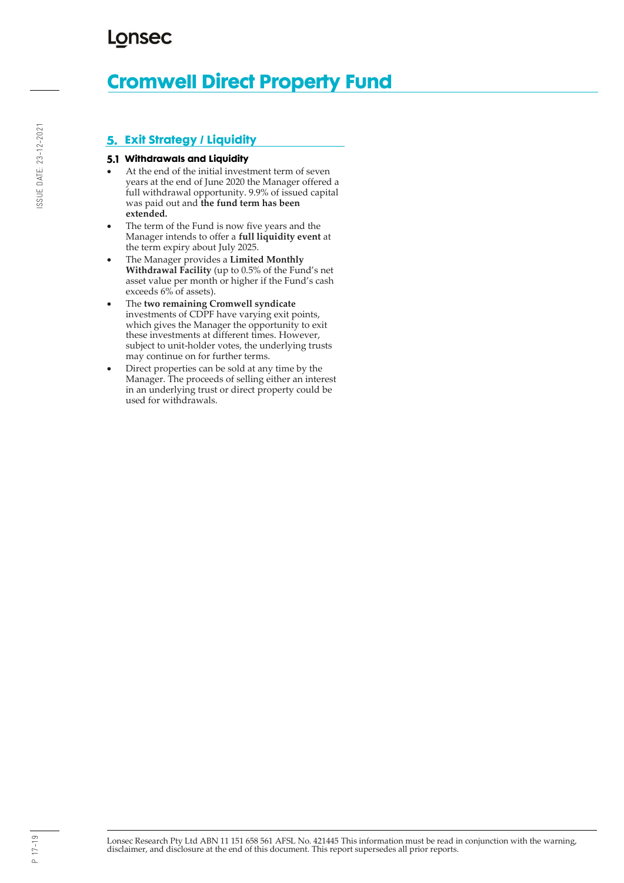## 5. Exit Strategy / Liquidity

### 5.1 Withdrawals and Liquidity

- At the end of the initial investment term of seven years at the end of June 2020 the Manager offered a full withdrawal opportunity. 9.9% of issued capital was paid out and **the fund term has been extended.**
- The term of the Fund is now five years and the Manager intends to offer a **full liquidity event** at the term expiry about July 2025.
- The Manager provides a **Limited Monthly Withdrawal Facility** (up to 0.5% of the Fund's net asset value per month or higher if the Fund's cash exceeds 6% of assets).
- The **two remaining Cromwell syndicate** investments of CDPF have varying exit points, which gives the Manager the opportunity to exit these investments at different times. However, subject to unit-holder votes, the underlying trusts may continue on for further terms.
- Direct properties can be sold at any time by the Manager. The proceeds of selling either an interest in an underlying trust or direct property could be used for withdrawals.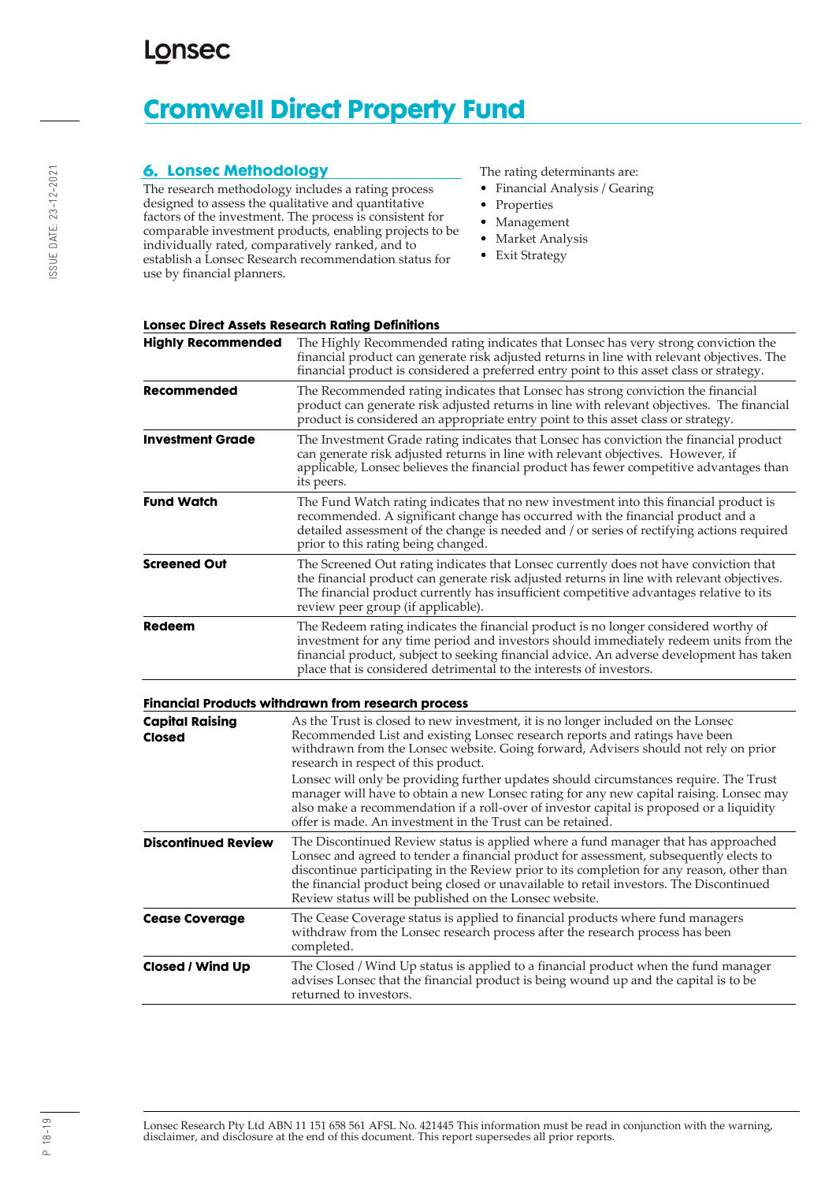## 6. Lonsec Methodology

The research methodology includes a rating process designed to assess the qualitative and quantitative factors of the investment. The process is consistent for comparable investment products, enabling projects to be individually rated, comparatively ranked, and to establish a Lonsec Research recommendation status for use by financial planners.

The rating determinants are:

- Financial Analysis / Gearing
- Properties
- Management
- Market Analysis
- Exit Strategy

**Lonsec Direct Assets Research Rating Definitions**

| | |
|---|---|
| **Highly Recommended** | The Highly Recommended rating indicates that Lonsec has very strong conviction the financial product can generate risk adjusted returns in line with relevant objectives. The financial product is considered a preferred entry point to this asset class or strategy. |
| **Recommended** | The Recommended rating indicates that Lonsec has strong conviction the financial product can generate risk adjusted returns in line with relevant objectives. The financial product is considered an appropriate entry point to this asset class or strategy. |
| **Investment Grade** | The Investment Grade rating indicates that Lonsec has conviction the financial product can generate risk adjusted returns in line with relevant objectives. However, if applicable, Lonsec believes the financial product has fewer competitive advantages than its peers. |
| **Fund Watch** | The Fund Watch rating indicates that no new investment into this financial product is recommended. A significant change has occurred with the financial product and a detailed assessment of the change is needed and / or series of rectifying actions required prior to this rating being changed. |
| **Screened Out** | The Screened Out rating indicates that Lonsec currently does not have conviction that the financial product can generate risk adjusted returns in line with relevant objectives. The financial product currently has insufficient competitive advantages relative to its review peer group (if applicable). |
| **Redeem** | The Redeem rating indicates the financial product is no longer considered worthy of investment for any time period and investors should immediately redeem units from the financial product, subject to seeking financial advice. An adverse development has taken place that is considered detrimental to the interests of investors. |

**Financial Products withdrawn from research process**

| | |
|---|---|
| **Capital Raising Closed** | As the Trust is closed to new investment, it is no longer included on the Lonsec Recommended List and existing Lonsec research reports and ratings have been withdrawn from the Lonsec website. Going forward, Advisers should not rely on prior research in respect of this product.<br><br>Lonsec will only be providing further updates should circumstances require. The Trust manager will have to obtain a new Lonsec rating for any new capital raising. Lonsec may also make a recommendation if a roll-over of investor capital is proposed or a liquidity offer is made. An investment in the Trust can be retained. |
| **Discontinued Review** | The Discontinued Review status is applied where a fund manager that has approached Lonsec and agreed to tender a financial product for assessment, subsequently elects to discontinue participating in the Review prior to its completion for any reason, other than the financial product being closed or unavailable to retail investors. The Discontinued Review status will be published on the Lonsec website. |
| **Cease Coverage** | The Cease Coverage status is applied to financial products where fund managers withdraw from the Lonsec research process after the research process has been completed. |
| **Closed / Wind Up** | The Closed / Wind Up status is applied to a financial product when the fund manager advises Lonsec that the financial product is being wound up and the capital is to be returned to investors. |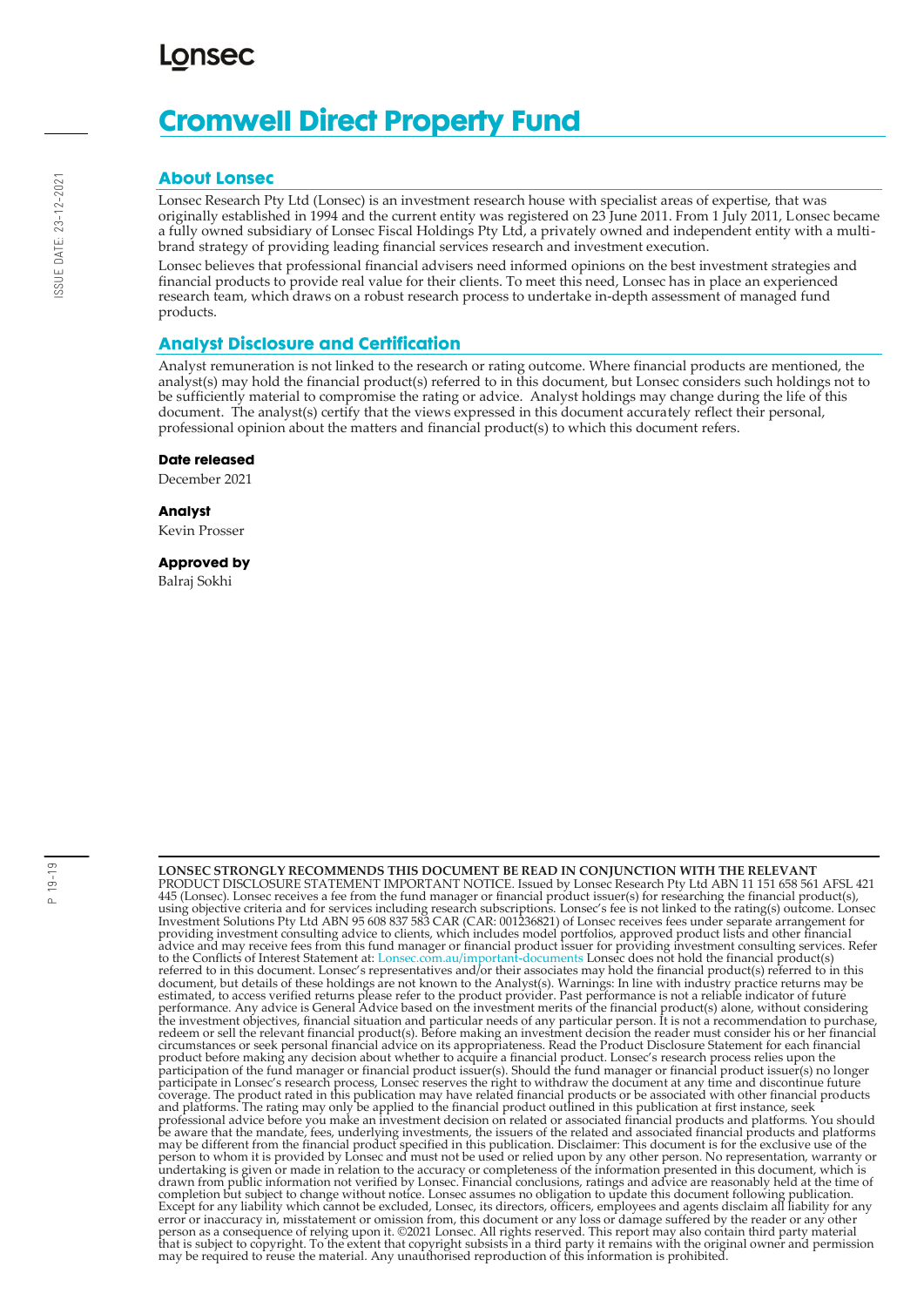# Cromwell Direct Property Fund

## About Lonsec

Lonsec Research Pty Ltd (Lonsec) is an investment research house with specialist areas of expertise, that was originally established in 1994 and the current entity was registered on 23 June 2011. From 1 July 2011, Lonsec became a fully owned subsidiary of Lonsec Fiscal Holdings Pty Ltd, a privately owned and independent entity with a multi-brand strategy of providing leading financial services research and investment execution.

Lonsec believes that professional financial advisers need informed opinions on the best investment strategies and financial products to provide real value for their clients. To meet this need, Lonsec has in place an experienced research team, which draws on a robust research process to undertake in-depth assessment of managed fund products.

## Analyst Disclosure and Certification

Analyst remuneration is not linked to the research or rating outcome. Where financial products are mentioned, the analyst(s) may hold the financial product(s) referred to in this document, but Lonsec considers such holdings not to be sufficiently material to compromise the rating or advice. Analyst holdings may change during the life of this document. The analyst(s) certify that the views expressed in this document accurately reflect their personal, professional opinion about the matters and financial product(s) to which this document refers.

**Date released**

December 2021

**Analyst**

Kevin Prosser

**Approved by**

Balraj Sokhi

**LONSEC STRONGLY RECOMMENDS THIS DOCUMENT BE READ IN CONJUNCTION WITH THE RELEVANT** PRODUCT DISCLOSURE STATEMENT IMPORTANT NOTICE. Issued by Lonsec Research Pty Ltd ABN 11 151 658 561 AFSL 421 445 (Lonsec). Lonsec receives a fee from the fund manager or financial product issuer(s) for researching the financial product(s), using objective criteria and for services including research subscriptions. Lonsec's fee is not linked to the rating(s) outcome. Lonsec Investment Solutions Pty Ltd ABN 95 608 837 583 CAR (CAR: 001236821) of Lonsec receives fees under separate arrangement for providing investment consulting advice to clients, which includes model portfolios, approved product lists and other financial advice and may receive fees from this fund manager or financial product issuer for providing investment consulting services. Refer to the Conflicts of Interest Statement at: Lonsec.com.au/important-documents Lonsec does not hold the financial product(s) referred to in this document. Lonsec's representatives and/or their associates may hold the financial product(s) referred to in this document, but details of these holdings are not known to the Analyst(s). Warnings: In line with industry practice returns may be estimated, to access verified returns please refer to the product provider. Past performance is not a reliable indicator of future performance. Any advice is General Advice based on the investment merits of the financial product(s) alone, without considering the investment objectives, financial situation and particular needs of any particular person. It is not a recommendation to purchase, redeem or sell the relevant financial product(s). Before making an investment decision the reader must consider his or her financial circumstances or seek personal financial advice on its appropriateness. Read the Product Disclosure Statement for each financial product before making any decision about whether to acquire a financial product. Lonsec's research process relies upon the participation of the fund manager or financial product issuer(s). Should the fund manager or financial product issuer(s) no longer participate in Lonsec's research process, Lonsec reserves the right to withdraw the document at any time and discontinue future coverage. The product rated in this publication may have related financial products or be associated with other financial products and platforms. The rating may only be applied to the financial product outlined in this publication at first instance, seek professional advice before you make an investment decision on related or associated financial products and platforms. You should be aware that the mandate, fees, underlying investments, the issuers of the related and associated financial products and platforms may be different from the financial product specified in this publication. Disclaimer: This document is for the exclusive use of the person to whom it is provided by Lonsec and must not be used or relied upon by any other person. No representation, warranty or undertaking is given or made in relation to the accuracy or completeness of the information presented in this document, which is drawn from public information not verified by Lonsec. Financial conclusions, ratings and advice are reasonably held at the time of completion but subject to change without notice. Lonsec assumes no obligation to update this document following publication. Except for any liability which cannot be excluded, Lonsec, its directors, officers, employees and agents disclaim all liability for any error or inaccuracy in, misstatement or omission from, this document or any loss or damage suffered by the reader or any other person as a consequence of relying upon it. ©2021 Lonsec. All rights reserved. This report may also contain third party material that is subject to copyright. To the extent that copyright subsists in a third party it remains with the original owner and permission may be required to reuse the material. Any unauthorised reproduction of this information is prohibited.